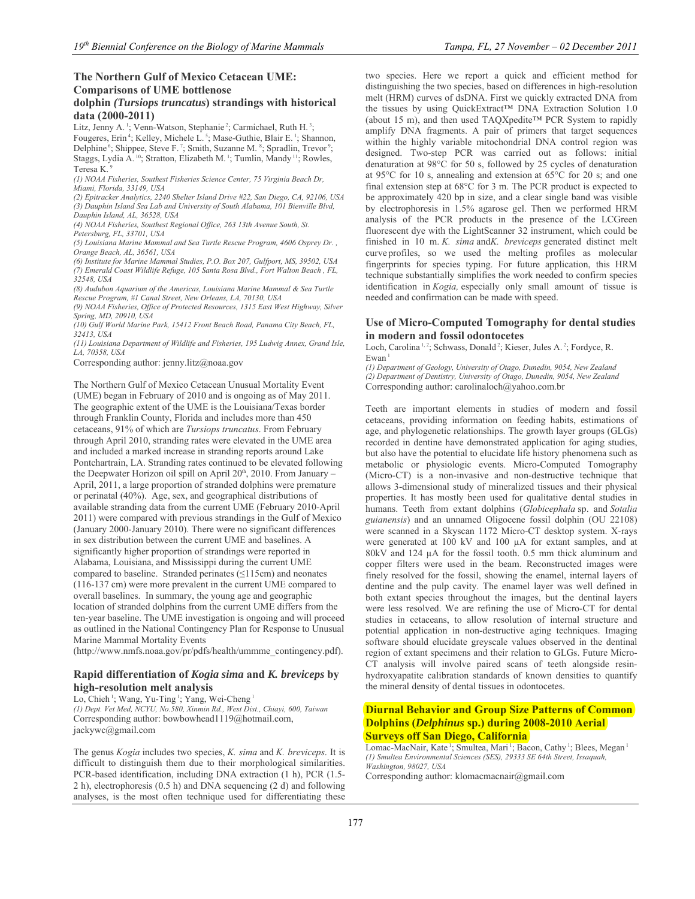## The Northern Gulf of Mexico Cetacean UME: Comparisons of UME bottlenose dolphin *(Tursiops truncatus)* strandings with historical data (2000-2011)

Litz, Jenny A.[1]; Venn-Watson, Stephanie[2]; Carmichael, Ruth H.[3]; Fougeres, Erin[4]; Kelley, Michele L.[5]; Mase-Guthie, Blair E.[1]; Shannon, Delphine[6]; Shippee, Steve F.[7]; Smith, Suzanne M.[8]; Spradlin, Trevor[9]; Staggs, Lydia A.[10]; Stratton, Elizabeth M.[1]; Tumlin, Mandy[11]; Rowles, Teresa K.[9]

*(1) NOAA Fisheries, Southeast Fisheries Science Center, 75 Virginia Beach Dr, Miami, Florida, 33149, USA*
*(2) Epitracker Analytics, 2240 Shelter Island Drive #22, San Diego, CA, 92106, USA*
*(3) Dauphin Island Sea Lab and University of South Alabama, 101 Bienville Blvd, Dauphin Island, AL, 36528, USA*
*(4) NOAA Fisheries, Southest Regional Office, 263 13th Avenue South, St. Petersburg, FL, 33701, USA*
*(5) Louisiana Marine Mammal and Sea Turtle Rescue Program, 4606 Osprey Dr. , Orange Beach, AL, 36561, USA*
*(6) Institute for Marine Mammal Studies, P.O. Box 207, Gulfport, MS, 39502, USA*
*(7) Emerald Coast Wildlife Refuge, 105 Santa Rosa Blvd., Fort Walton Beach , FL, 32548, USA*
*(8) Audubon Aquarium of the Americas, Louisiana Marine Mammal & Sea Turtle Rescue Program, #1 Canal Street, New Orleans, LA, 70130, USA*
*(9) NOAA Fisheries, Office of Protected Resources, 1315 East West Highway, Silver Spring, MD, 20910, USA*
*(10) Gulf World Marine Park, 15412 Front Beach Road, Panama City Beach, FL, 32413, USA*
*(11) Louisiana Department of Wildlife and Fisheries, 195 Ludwig Annex, Grand Isle, LA, 70358, USA*

Corresponding author: jenny.litz@noaa.gov

The Northern Gulf of Mexico Cetacean Unusual Mortality Event (UME) began in February of 2010 and is ongoing as of May 2011. The geographic extent of the UME is the Louisiana/Texas border through Franklin County, Florida and includes more than 450 cetaceans, 91% of which are *Tursiops truncatus*. From February through April 2010, stranding rates were elevated in the UME area and included a marked increase in stranding reports around Lake Pontchartrain, LA. Stranding rates continued to be elevated following the Deepwater Horizon oil spill on April 20th, 2010. From January – April, 2011, a large proportion of stranded dolphins were premature or perinatal (40%). Age, sex, and geographical distributions of available stranding data from the current UME (February 2010-April 2011) were compared with previous strandings in the Gulf of Mexico (January 2000-January 2010). There were no significant differences in sex distribution between the current UME and baselines. A significantly higher proportion of strandings were reported in Alabama, Louisiana, and Mississippi during the current UME compared to baseline. Stranded perinates (≤115cm) and neonates (116-137 cm) were more prevalent in the current UME compared to overall baselines. In summary, the young age and geographic location of stranded dolphins from the current UME differs from the ten-year baseline. The UME investigation is ongoing and will proceed as outlined in the National Contingency Plan for Response to Unusual Marine Mammal Mortality Events (http://www.nmfs.noaa.gov/pr/pdfs/health/ummme_contingency.pdf).

## Rapid differentiation of *Kogia sima* and *K. breviceps* by high-resolution melt analysis

Lo, Chieh[1]; Wang, Yu-Ting[1]; Yang, Wei-Cheng[1]

*(1) Dept. Vet Med, NCYU, No.580, Xinmin Rd., West Dist., Chiayi, 600, Taiwan*

Corresponding author: bowbowhead1119@hotmail.com, jackywc@gmail.com

The genus *Kogia* includes two species, *K. sima* and *K. breviceps*. It is difficult to distinguish them due to their morphological similarities. PCR-based identification, including DNA extraction (1 h), PCR (1.5-2 h), electrophoresis (0.5 h) and DNA sequencing (2 d) and following analyses, is the most often technique used for differentiating these two species. Here we report a quick and efficient method for distinguishing the two species, based on differences in high-resolution melt (HRM) curves of dsDNA. First we quickly extracted DNA from the tissues by using QuickExtract™ DNA Extraction Solution 1.0 (about 15 m), and then used TAQXpedite™ PCR System to rapidly amplify DNA fragments. A pair of primers that target sequences within the highly variable mitochondrial DNA control region was designed. Two-step PCR was carried out as follows: initial denaturation at 98°C for 50 s, followed by 25 cycles of denaturation at 95°C for 10 s, annealing and extension at 65°C for 20 s; and one final extension step at 68°C for 3 m. The PCR product is expected to be approximately 420 bp in size, and a clear single band was visible by electrophoresis in 1.5% agarose gel. Then we performed HRM analysis of the PCR products in the presence of the LCGreen fluorescent dye with the LightScanner 32 instrument, which could be finished in 10 m. *K. sima* and *K. breviceps* generated distinct melt curve profiles, so we used the melting profiles as molecular fingerprints for species typing. For future application, this HRM technique substantially simplifies the work needed to confirm species identification in *Kogia,* especially only small amount of tissue is needed and confirmation can be made with speed.

## Use of Micro-Computed Tomography for dental studies in modern and fossil odontocetes

Loch, Carolina[1,2]; Schwass, Donald[2]; Kieser, Jules A.[2]; Fordyce, R. Ewan[1]

*(1) Department of Geology, University of Otago, Dunedin, 9054, New Zealand*
*(2) Department of Dentistry, University of Otago, Dunedin, 9054, New Zealand*

Corresponding author: carolinaloch@yahoo.com.br

Teeth are important elements in studies of modern and fossil cetaceans, providing information on feeding habits, estimations of age, and phylogenetic relationships. The growth layer groups (GLGs) recorded in dentine have demonstrated application for aging studies, but also have the potential to elucidate life history phenomena such as metabolic or physiologic events. Micro-Computed Tomography (Micro-CT) is a non-invasive and non-destructive technique that allows 3-dimensional study of mineralized tissues and their physical properties. It has mostly been used for qualitative dental studies in humans. Teeth from extant dolphins (*Globicephala* sp. and *Sotalia guianensis*) and an unnamed Oligocene fossil dolphin (OU 22108) were scanned in a Skyscan 1172 Micro-CT desktop system. X-rays were generated at 100 kV and 100 µA for extant samples, and at 80kV and 124 µA for the fossil tooth. 0.5 mm thick aluminum and copper filters were used in the beam. Reconstructed images were finely resolved for the fossil, showing the enamel, internal layers of dentine and the pulp cavity. The enamel layer was well defined in both extant species throughout the images, but the dentinal layers were less resolved. We are refining the use of Micro-CT for dental studies in cetaceans, to allow resolution of internal structure and potential application in non-destructive aging techniques. Imaging software should elucidate greyscale values observed in the dentinal region of extant specimens and their relation to GLGs. Future Micro-CT analysis will involve paired scans of teeth alongside resin-hydroxyapatite calibration standards of known densities to quantify the mineral density of dental tissues in odontocetes.

## Diurnal Behavior and Group Size Patterns of Common Dolphins (*Delphinus* sp.) during 2008-2010 Aerial Surveys off San Diego, California

Lomac-MacNair, Kate[1]; Smultea, Mari[1]; Bacon, Cathy[1]; Blees, Megan[1]

*(1) Smultea Environmental Sciences (SES), 29333 SE 64th Street, Issaquah, Washington, 98027, USA*

Corresponding author: klomacmacnair@gmail.com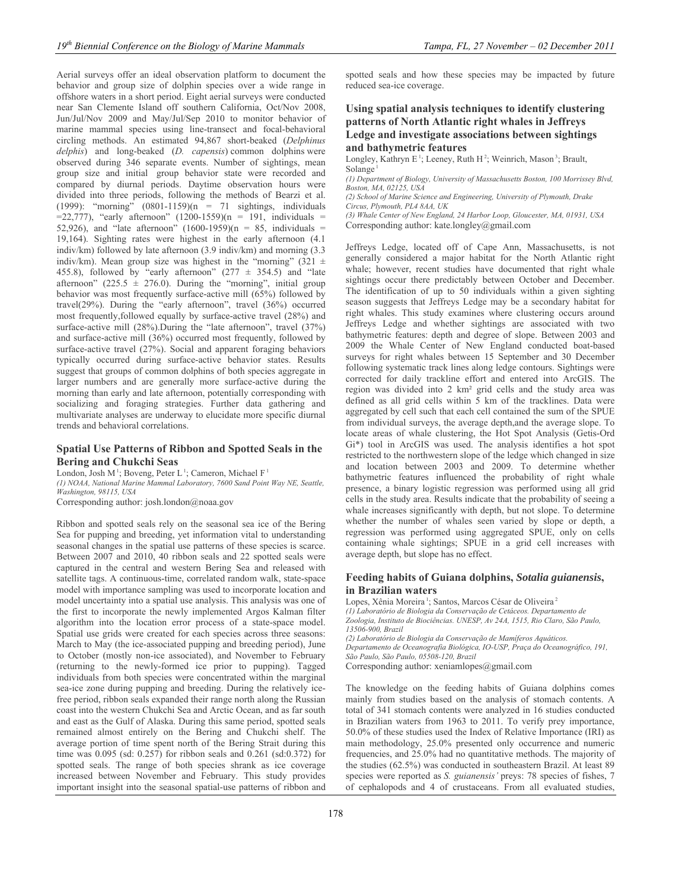Aerial surveys offer an ideal observation platform to document the behavior and group size of dolphin species over a wide range in offshore waters in a short period. Eight aerial surveys were conducted near San Clemente Island off southern California, Oct/Nov 2008, Jun/Jul/Nov 2009 and May/Jul/Sep 2010 to monitor behavior of marine mammal species using line-transect and focal-behavioral circling methods. An estimated 94,867 short-beaked (*Delphinus delphis*) and long-beaked (*D. capensis*) common dolphins were observed during 346 separate events. Number of sightings, mean group size and initial group behavior state were recorded and compared by diurnal periods. Daytime observation hours were divided into three periods, following the methods of Bearzi et al. (1999): "morning" (0801-1159)(n = 71 sightings, individuals =22,777), "early afternoon" (1200-1559)(n = 191, individuals = 52,926), and "late afternoon" (1600-1959)(n = 85, individuals = 19,164). Sighting rates were highest in the early afternoon (4.1 indiv/km) followed by late afternoon (3.9 indiv/km) and morning (3.3 indiv/km). Mean group size was highest in the "morning" (321 ± 455.8), followed by "early afternoon" (277 ± 354.5) and "late afternoon" (225.5 ± 276.0). During the "morning", initial group behavior was most frequently surface-active mill (65%) followed by travel(29%). During the "early afternoon", travel (36%) occurred most frequently,followed equally by surface-active travel (28%) and surface-active mill (28%).During the "late afternoon", travel (37%) and surface-active mill (36%) occurred most frequently, followed by surface-active travel (27%). Social and apparent foraging behaviors typically occurred during surface-active behavior states. Results suggest that groups of common dolphins of both species aggregate in larger numbers and are generally more surface-active during the morning than early and late afternoon, potentially corresponding with socializing and foraging strategies. Further data gathering and multivariate analyses are underway to elucidate more specific diurnal trends and behavioral correlations.

### Spatial Use Patterns of Ribbon and Spotted Seals in the Bering and Chukchi Seas

London, Josh M[1]; Boveng, Peter L[1]; Cameron, Michael F[1]

*(1) NOAA, National Marine Mammal Laboratory, 7600 Sand Point Way NE, Seattle, Washington, 98115, USA*

Corresponding author: josh.london@noaa.gov

Ribbon and spotted seals rely on the seasonal sea ice of the Bering Sea for pupping and breeding, yet information vital to understanding seasonal changes in the spatial use patterns of these species is scarce. Between 2007 and 2010, 40 ribbon seals and 22 spotted seals were captured in the central and western Bering Sea and released with satellite tags. A continuous-time, correlated random walk, state-space model with importance sampling was used to incorporate location and model uncertainty into a spatial use analysis. This analysis was one of the first to incorporate the newly implemented Argos Kalman filter algorithm into the location error process of a state-space model. Spatial use grids were created for each species across three seasons: March to May (the ice-associated pupping and breeding period), June to October (mostly non-ice associated), and November to February (returning to the newly-formed ice prior to pupping). Tagged individuals from both species were concentrated within the marginal sea-ice zone during pupping and breeding. During the relatively ice-free period, ribbon seals expanded their range north along the Russian coast into the western Chukchi Sea and Arctic Ocean, and as far south and east as the Gulf of Alaska. During this same period, spotted seals remained almost entirely on the Bering and Chukchi shelf. The average portion of time spent north of the Bering Strait during this time was 0.095 (sd: 0.257) for ribbon seals and 0.261 (sd:0.372) for spotted seals. The range of both species shrank as ice coverage increased between November and February. This study provides important insight into the seasonal spatial-use patterns of ribbon and spotted seals and how these species may be impacted by future reduced sea-ice coverage.

### Using spatial analysis techniques to identify clustering patterns of North Atlantic right whales in Jeffreys Ledge and investigate associations between sightings and bathymetric features

Longley, Kathryn E[1]; Leeney, Ruth H[2]; Weinrich, Mason[3]; Brault, Solange[1]

*(1) Department of Biology, University of Massachusetts Boston, 100 Morrissey Blvd, Boston, MA, 02125, USA*
*(2) School of Marine Science and Engineering, University of Plymouth, Drake Circus, Plymouth, PL4 8AA, UK*
*(3) Whale Center of New England, 24 Harbor Loop, Gloucester, MA, 01931, USA*

Corresponding author: kate.longley@gmail.com

Jeffreys Ledge, located off of Cape Ann, Massachusetts, is not generally considered a major habitat for the North Atlantic right whale; however, recent studies have documented that right whale sightings occur there predictably between October and December. The identification of up to 50 individuals within a given sighting season suggests that Jeffreys Ledge may be a secondary habitat for right whales. This study examines where clustering occurs around Jeffreys Ledge and whether sightings are associated with two bathymetric features: depth and degree of slope. Between 2003 and 2009 the Whale Center of New England conducted boat-based surveys for right whales between 15 September and 30 December following systematic track lines along ledge contours. Sightings were corrected for daily trackline effort and entered into ArcGIS. The region was divided into 2 km² grid cells and the study area was defined as all grid cells within 5 km of the tracklines. Data were aggregated by cell such that each cell contained the sum of the SPUE from individual surveys, the average depth,and the average slope. To locate areas of whale clustering, the Hot Spot Analysis (Getis-Ord Gi*) tool in ArcGIS was used. The analysis identifies a hot spot restricted to the northwestern slope of the ledge which changed in size and location between 2003 and 2009. To determine whether bathymetric features influenced the probability of right whale presence, a binary logistic regression was performed using all grid cells in the study area. Results indicate that the probability of seeing a whale increases significantly with depth, but not slope. To determine whether the number of whales seen varied by slope or depth, a regression was performed using aggregated SPUE, only on cells containing whale sightings; SPUE in a grid cell increases with average depth, but slope has no effect.

### Feeding habits of Guiana dolphins, *Sotalia guianensis*, in Brazilian waters

Lopes, Xênia Moreira[1]; Santos, Marcos César de Oliveira[2]

*(1) Laboratório de Biologia da Conservação de Cetáceos. Departamento de Zoologia, Instituto de Biociências. UNESP, Av 24A, 1515, Rio Claro, São Paulo, 13506-900, Brazil*
*(2) Laboratório de Biologia da Conservação de Mamíferos Aquáticos. Departamento de Oceanografia Biológica, IO-USP, Praça do Oceanográfico, 191, São Paulo, São Paulo, 05508-120, Brazil*

Corresponding author: xeniamlopes@gmail.com

The knowledge on the feeding habits of Guiana dolphins comes mainly from studies based on the analysis of stomach contents. A total of 341 stomach contents were analyzed in 16 studies conducted in Brazilian waters from 1963 to 2011. To verify prey importance, 50.0% of these studies used the Index of Relative Importance (IRI) as main methodology, 25.0% presented only occurrence and numeric frequencies, and 25.0% had no quantitative methods. The majority of the studies (62.5%) was conducted in southeastern Brazil. At least 89 species were reported as *S. guianensis'* preys: 78 species of fishes, 7 of cephalopods and 4 of crustaceans. From all evaluated studies,